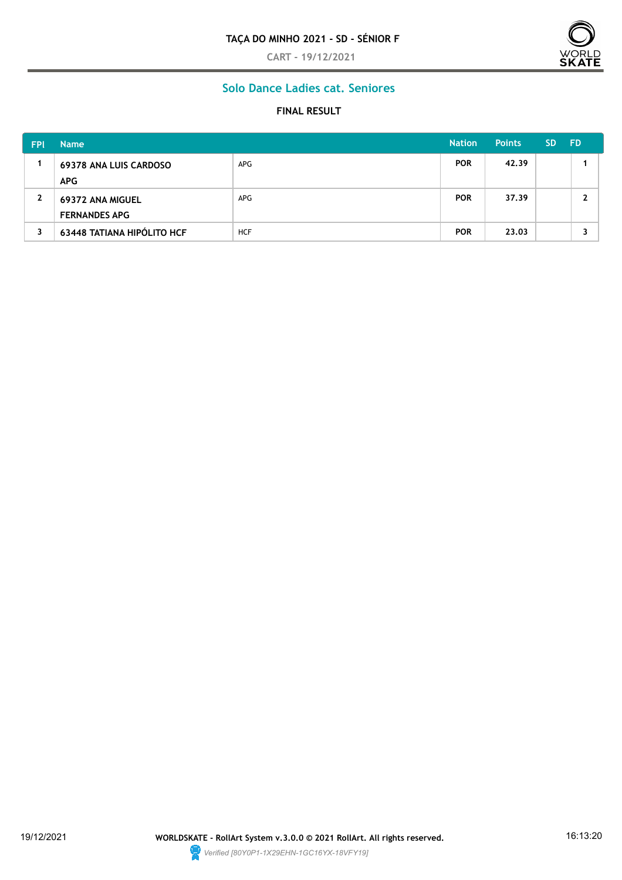# TAÇA DO MINHO 2021 - SD - SÉNIOR F

CART - 19/12/2021

## Solo Dance Ladies cat. Seniores

### FINAL RESULT

| FPl | Name | | Nation | Points | SD | FD |
|---|---|---|---|---|---|---|
| 1 | 69378 ANA LUIS CARDOSO APG | APG | POR | 42.39 | | 1 |
| 2 | 69372 ANA MIGUEL FERNANDES APG | APG | POR | 37.39 | | 2 |
| 3 | 63448 TATIANA HIPÓLITO HCF | HCF | POR | 23.03 | | 3 |

19/12/2021 **WORLDSKATE - RollArt System v.3.0.0 © 2021 RollArt. All rights reserved.** 16:13:20

*Verified [80Y0P1-1X29EHN-1GC16YX-18VFY19]*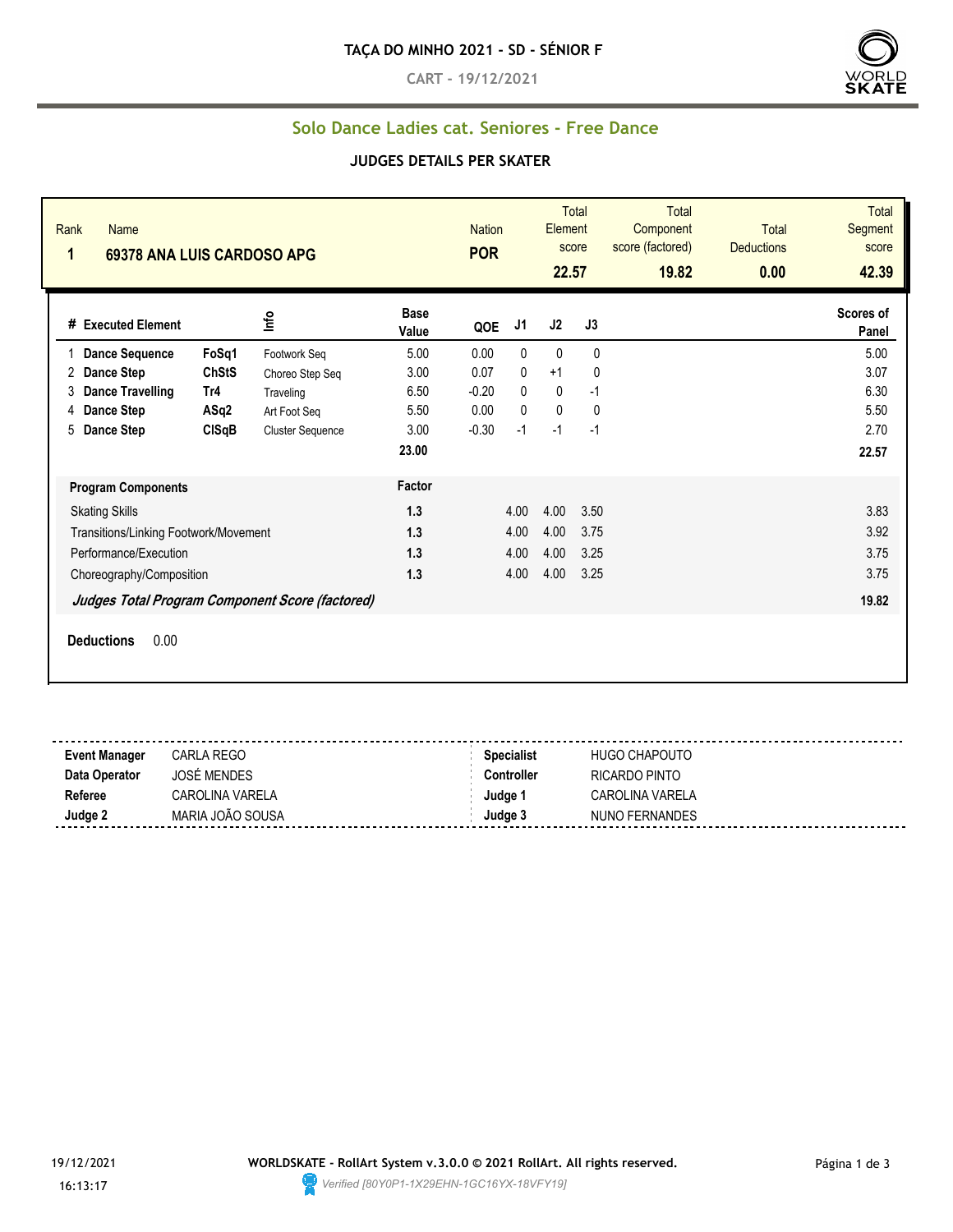# TAÇA DO MINHO 2021 - SD - SÉNIOR F

CART - 19/12/2021

## Solo Dance Ladies cat. Seniores - Free Dance

### JUDGES DETAILS PER SKATER

| Rank | Name | Nation | Total Element score | Total Component score (factored) | Total Deductions | Total Segment score |
|---|---|---|---|---|---|---|
| 1 | 69378 ANA LUIS CARDOSO APG | POR | 22.57 | 19.82 | 0.00 | 42.39 |

| # | Executed Element | | Info | Base Value | QOE | J1 | J2 | J3 | Scores of Panel |
|---|---|---|---|---|---|---|---|---|---|
| 1 | Dance Sequence | FoSq1 | Footwork Seq | 5.00 | 0.00 | 0 | 0 | 0 | 5.00 |
| 2 | Dance Step | ChStS | Choreo Step Seq | 3.00 | 0.07 | 0 | +1 | 0 | 3.07 |
| 3 | Dance Travelling | Tr4 | Traveling | 6.50 | -0.20 | 0 | 0 | -1 | 6.30 |
| 4 | Dance Step | ASq2 | Art Foot Seq | 5.50 | 0.00 | 0 | 0 | 0 | 5.50 |
| 5 | Dance Step | ClSqB | Cluster Sequence | 3.00 | -0.30 | -1 | -1 | -1 | 2.70 |
| | | | | 23.00 | | | | | 22.57 |

| Program Components | Factor | J1 | J2 | J3 | |
|---|---|---|---|---|---|
| Skating Skills | 1.3 | 4.00 | 4.00 | 3.50 | 3.83 |
| Transitions/Linking Footwork/Movement | 1.3 | 4.00 | 4.00 | 3.75 | 3.92 |
| Performance/Execution | 1.3 | 4.00 | 4.00 | 3.25 | 3.75 |
| Choreography/Composition | 1.3 | 4.00 | 4.00 | 3.25 | 3.75 |
| ***Judges Total Program Component Score (factored)*** | | | | | 19.82 |

**Deductions** 0.00

| | | | |
|---|---|---|---|
| **Event Manager** | CARLA REGO | **Specialist** | HUGO CHAPOUTO |
| **Data Operator** | JOSÉ MENDES | **Controller** | RICARDO PINTO |
| **Referee** | CAROLINA VARELA | **Judge 1** | CAROLINA VARELA |
| **Judge 2** | MARIA JOÃO SOUSA | **Judge 3** | NUNO FERNANDES |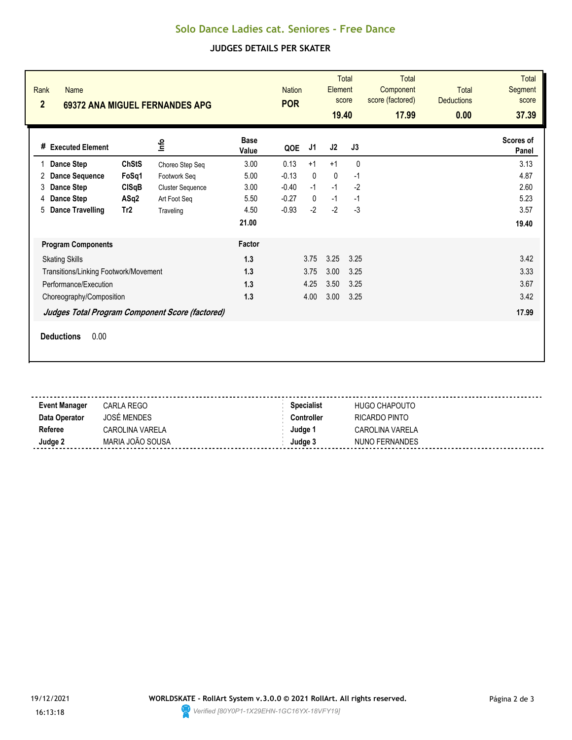# Solo Dance Ladies cat. Seniores - Free Dance

## JUDGES DETAILS PER SKATER

| Rank | Name | Nation | Total Element score | Total Component score (factored) | Total Deductions | Total Segment score |
|---|---|---|---|---|---|---|
| 2 | 69372 ANA MIGUEL FERNANDES APG | POR | 19.40 | 17.99 | 0.00 | 37.39 |

| # | Executed Element | | Info | Base Value | QOE | J1 | J2 | J3 | Scores of Panel |
|---|---|---|---|---|---|---|---|---|---|
| 1 | Dance Step | ChStS | Choreo Step Seq | 3.00 | 0.13 | +1 | +1 | 0 | 3.13 |
| 2 | Dance Sequence | FoSq1 | Footwork Seq | 5.00 | -0.13 | 0 | 0 | -1 | 4.87 |
| 3 | Dance Step | ClSqB | Cluster Sequence | 3.00 | -0.40 | -1 | -1 | -2 | 2.60 |
| 4 | Dance Step | ASq2 | Art Foot Seq | 5.50 | -0.27 | 0 | -1 | -1 | 5.23 |
| 5 | Dance Travelling | Tr2 | Traveling | 4.50 | -0.93 | -2 | -2 | -3 | 3.57 |
| | | | | 21.00 | | | | | 19.40 |

| Program Components | Factor | J1 | J2 | J3 | Scores of Panel |
|---|---|---|---|---|---|
| Skating Skills | 1.3 | 3.75 | 3.25 | 3.25 | 3.42 |
| Transitions/Linking Footwork/Movement | 1.3 | 3.75 | 3.00 | 3.25 | 3.33 |
| Performance/Execution | 1.3 | 4.25 | 3.50 | 3.25 | 3.67 |
| Choreography/Composition | 1.3 | 4.00 | 3.00 | 3.25 | 3.42 |
| ***Judges Total Program Component Score (factored)*** | | | | | **17.99** |

**Deductions** 0.00

| | | | |
|---|---|---|---|
| **Event Manager** | CARLA REGO | **Specialist** | HUGO CHAPOUTO |
| **Data Operator** | JOSÉ MENDES | **Controller** | RICARDO PINTO |
| **Referee** | CAROLINA VARELA | **Judge 1** | CAROLINA VARELA |
| **Judge 2** | MARIA JOÃO SOUSA | **Judge 3** | NUNO FERNANDES |

19/12/2021 16:13:18

**WORLDSKATE - RollArt System v.3.0.0 © 2021 RollArt. All rights reserved.**

*Verified [80Y0P1-1X29EHN-1GC16YX-18VFY19]*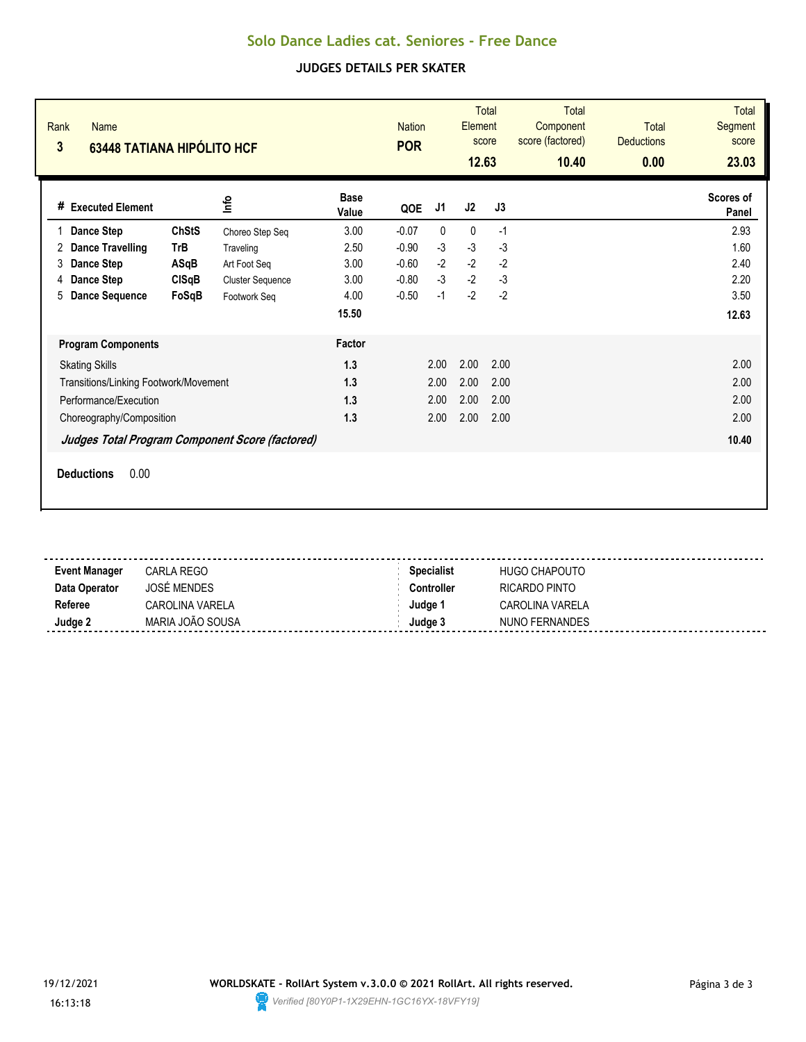# Solo Dance Ladies cat. Seniores - Free Dance

## JUDGES DETAILS PER SKATER

| Rank | Name | Nation | Total Element score | Total Component score (factored) | Total Deductions | Total Segment score |
|---|---|---|---|---|---|---|
| 3 | 63448 TATIANA HIPÓLITO HCF | POR | 12.63 | 10.40 | 0.00 | 23.03 |

| # | Executed Element | | Info | Base Value | QOE | J1 | J2 | J3 | Scores of Panel |
|---|---|---|---|---|---|---|---|---|---|
| 1 | Dance Step | ChStS | Choreo Step Seq | 3.00 | -0.07 | 0 | 0 | -1 | 2.93 |
| 2 | Dance Travelling | TrB | Traveling | 2.50 | -0.90 | -3 | -3 | -3 | 1.60 |
| 3 | Dance Step | ASqB | Art Foot Seq | 3.00 | -0.60 | -2 | -2 | -2 | 2.40 |
| 4 | Dance Step | ClSqB | Cluster Sequence | 3.00 | -0.80 | -3 | -2 | -3 | 2.20 |
| 5 | Dance Sequence | FoSqB | Footwork Seq | 4.00 | -0.50 | -1 | -2 | -2 | 3.50 |
| | | | | 15.50 | | | | | 12.63 |

| Program Components | Factor | J1 | J2 | J3 | |
|---|---|---|---|---|---|
| Skating Skills | 1.3 | 2.00 | 2.00 | 2.00 | 2.00 |
| Transitions/Linking Footwork/Movement | 1.3 | 2.00 | 2.00 | 2.00 | 2.00 |
| Performance/Execution | 1.3 | 2.00 | 2.00 | 2.00 | 2.00 |
| Choreography/Composition | 1.3 | 2.00 | 2.00 | 2.00 | 2.00 |
| *Judges Total Program Component Score (factored)* | | | | | 10.40 |

**Deductions** 0.00

| | | | |
|---|---|---|---|
| **Event Manager** | CARLA REGO | **Specialist** | HUGO CHAPOUTO |
| **Data Operator** | JOSÉ MENDES | **Controller** | RICARDO PINTO |
| **Referee** | CAROLINA VARELA | **Judge 1** | CAROLINA VARELA |
| **Judge 2** | MARIA JOÃO SOUSA | **Judge 3** | NUNO FERNANDES |

19/12/2021 16:13:18

**WORLDSKATE - RollArt System v.3.0.0 © 2021 RollArt. All rights reserved.**

*Verified [80Y0P1-1X29EHN-1GC16YX-18VFY19]*